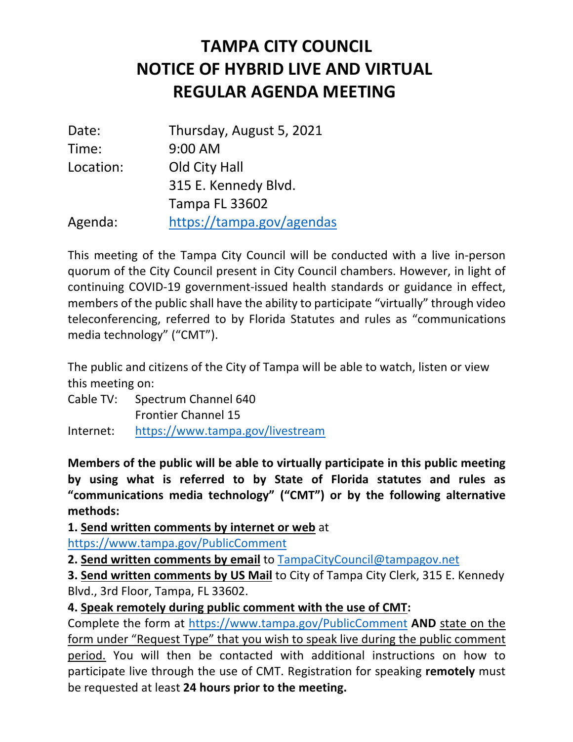# TAMPA CITY COUNCIL
# NOTICE OF HYBRID LIVE AND VIRTUAL REGULAR AGENDA MEETING

| | |
|---|---|
| Date: | Thursday, August 5, 2021 |
| Time: | 9:00 AM |
| Location: | Old City Hall<br>315 E. Kennedy Blvd.<br>Tampa FL 33602 |
| Agenda: | https://tampa.gov/agendas |

This meeting of the Tampa City Council will be conducted with a live in-person quorum of the City Council present in City Council chambers. However, in light of continuing COVID-19 government-issued health standards or guidance in effect, members of the public shall have the ability to participate "virtually" through video teleconferencing, referred to by Florida Statutes and rules as "communications media technology" ("CMT").

The public and citizens of the City of Tampa will be able to watch, listen or view this meeting on:

| | |
|---|---|
| Cable TV: | Spectrum Channel 640<br>Frontier Channel 15 |
| Internet: | https://www.tampa.gov/livestream |

**Members of the public will be able to virtually participate in this public meeting by using what is referred to by State of Florida statutes and rules as "communications media technology" ("CMT") or by the following alternative methods:**

**1. Send written comments by internet or web** at https://www.tampa.gov/PublicComment

**2. Send written comments by email** to TampaCityCouncil@tampagov.net

**3. Send written comments by US Mail** to City of Tampa City Clerk, 315 E. Kennedy Blvd., 3rd Floor, Tampa, FL 33602.

**4. Speak remotely during public comment with the use of CMT:**
Complete the form at https://www.tampa.gov/PublicComment **AND** state on the form under "Request Type" that you wish to speak live during the public comment period. You will then be contacted with additional instructions on how to participate live through the use of CMT. Registration for speaking **remotely** must be requested at least **24 hours prior to the meeting.**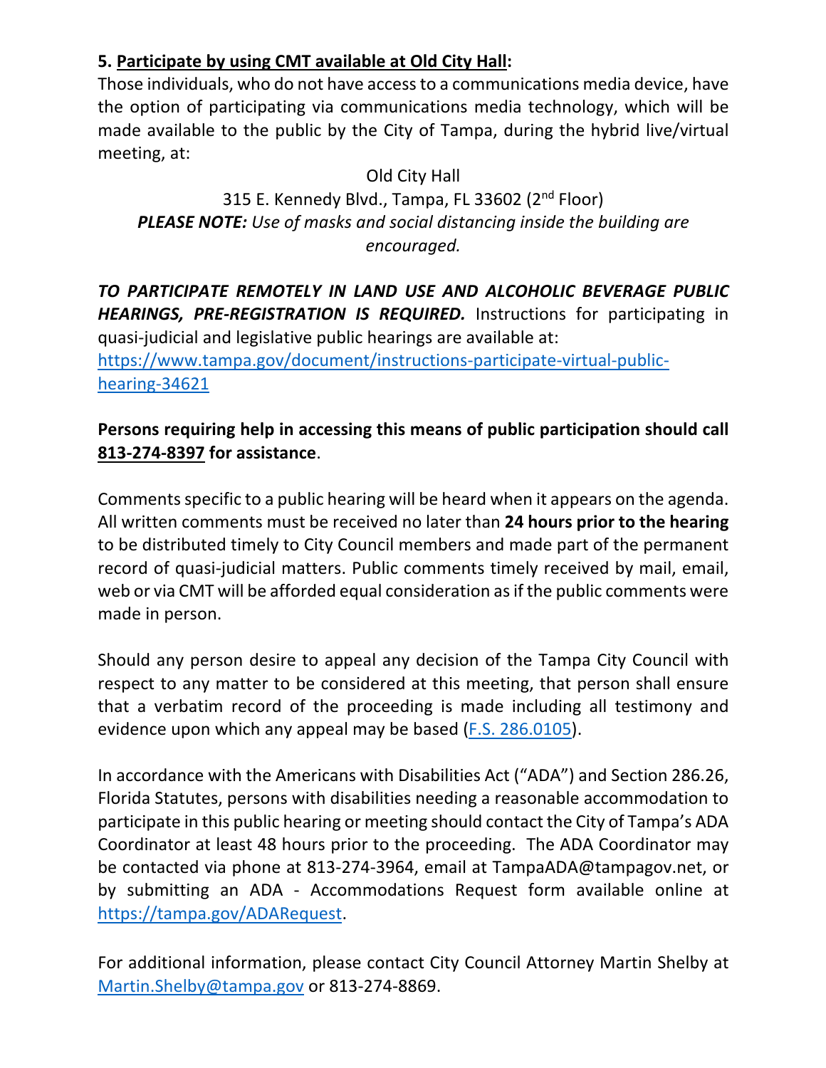**5. Participate by using CMT available at Old City Hall:**

Those individuals, who do not have access to a communications media device, have the option of participating via communications media technology, which will be made available to the public by the City of Tampa, during the hybrid live/virtual meeting, at:

Old City Hall
315 E. Kennedy Blvd., Tampa, FL 33602 (2nd Floor)
***PLEASE NOTE:*** *Use of masks and social distancing inside the building are encouraged.*

***TO PARTICIPATE REMOTELY IN LAND USE AND ALCOHOLIC BEVERAGE PUBLIC HEARINGS, PRE-REGISTRATION IS REQUIRED.*** Instructions for participating in quasi-judicial and legislative public hearings are available at: https://www.tampa.gov/document/instructions-participate-virtual-public-hearing-34621

**Persons requiring help in accessing this means of public participation should call 813-274-8397 for assistance**.

Comments specific to a public hearing will be heard when it appears on the agenda. All written comments must be received no later than **24 hours prior to the hearing** to be distributed timely to City Council members and made part of the permanent record of quasi-judicial matters. Public comments timely received by mail, email, web or via CMT will be afforded equal consideration as if the public comments were made in person.

Should any person desire to appeal any decision of the Tampa City Council with respect to any matter to be considered at this meeting, that person shall ensure that a verbatim record of the proceeding is made including all testimony and evidence upon which any appeal may be based (F.S. 286.0105).

In accordance with the Americans with Disabilities Act ("ADA") and Section 286.26, Florida Statutes, persons with disabilities needing a reasonable accommodation to participate in this public hearing or meeting should contact the City of Tampa's ADA Coordinator at least 48 hours prior to the proceeding. The ADA Coordinator may be contacted via phone at 813-274-3964, email at TampaADA@tampagov.net, or by submitting an ADA - Accommodations Request form available online at https://tampa.gov/ADARequest.

For additional information, please contact City Council Attorney Martin Shelby at Martin.Shelby@tampa.gov or 813-274-8869.